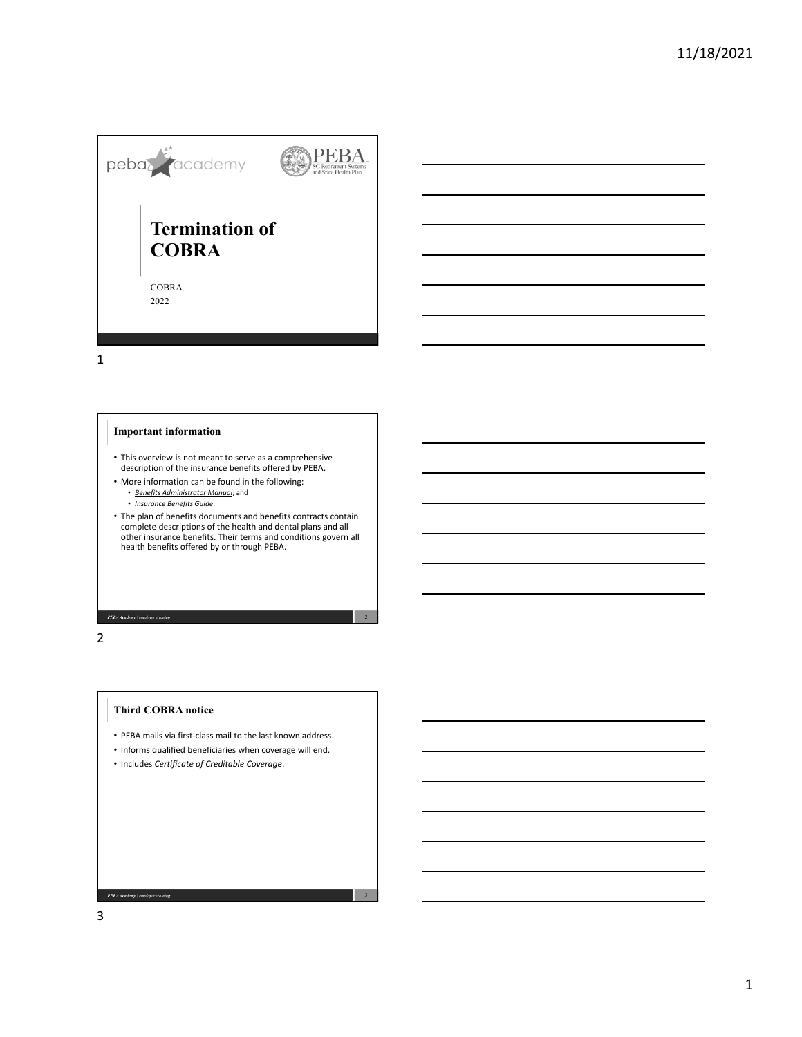# Termination of COBRA

COBRA

2022

## Important information

- This overview is not meant to serve as a comprehensive description of the insurance benefits offered by PEBA.
- More information can be found in the following:
  - *Benefits Administrator Manual*; and
  - *Insurance Benefits Guide*.
- The plan of benefits documents and benefits contracts contain complete descriptions of the health and dental plans and all other insurance benefits. Their terms and conditions govern all health benefits offered by or through PEBA.

## Third COBRA notice

- PEBA mails via first-class mail to the last known address.
- Informs qualified beneficiaries when coverage will end.
- Includes *Certificate of Creditable Coverage*.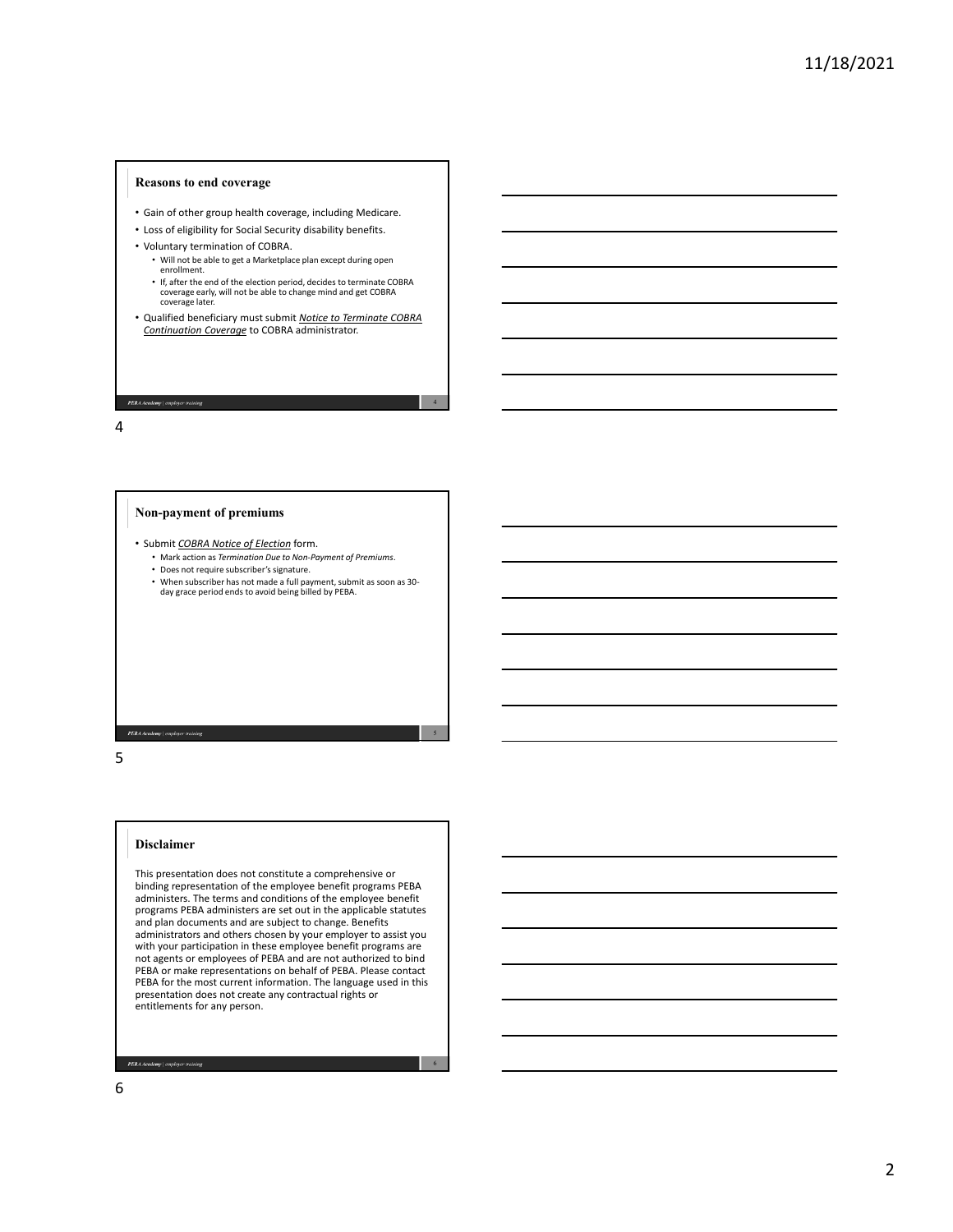## Reasons to end coverage

- Gain of other group health coverage, including Medicare.
- Loss of eligibility for Social Security disability benefits.
- Voluntary termination of COBRA.
  - Will not be able to get a Marketplace plan except during open enrollment.
  - If, after the end of the election period, decides to terminate COBRA coverage early, will not be able to change mind and get COBRA coverage later.
- Qualified beneficiary must submit ***Notice to Terminate COBRA Continuation Coverage*** to COBRA administrator.

## Non-payment of premiums

- Submit ***COBRA Notice of Election*** form.
  - Mark action as *Termination Due to Non-Payment of Premiums*.
  - Does not require subscriber's signature.
  - When subscriber has not made a full payment, submit as soon as 30-day grace period ends to avoid being billed by PEBA.

## Disclaimer

This presentation does not constitute a comprehensive or binding representation of the employee benefit programs PEBA administers. The terms and conditions of the employee benefit programs PEBA administers are set out in the applicable statutes and plan documents and are subject to change. Benefits administrators and others chosen by your employer to assist you with your participation in these employee benefit programs are not agents or employees of PEBA and are not authorized to bind PEBA or make representations on behalf of PEBA. Please contact PEBA for the most current information. The language used in this presentation does not create any contractual rights or entitlements for any person.